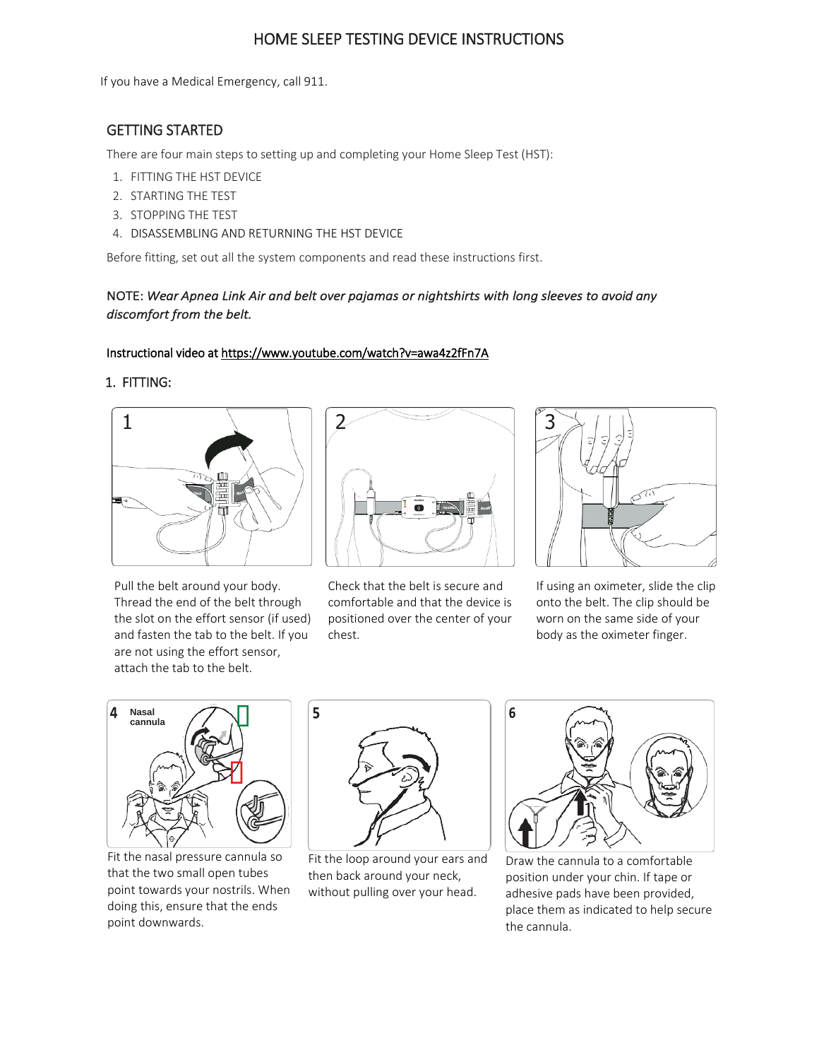# HOME SLEEP TESTING DEVICE INSTRUCTIONS

If you have a Medical Emergency, call 911.

## GETTING STARTED

There are four main steps to setting up and completing your Home Sleep Test (HST):

1. FITTING THE HST DEVICE
2. STARTING THE TEST
3. STOPPING THE TEST
4. DISASSEMBLING AND RETURNING THE HST DEVICE

Before fitting, set out all the system components and read these instructions first.

NOTE: ***Wear Apnea Link Air and belt over pajamas or nightshirts with long sleeves to avoid any discomfort from the belt.***

**Instructional video at https://www.youtube.com/watch?v=awa4z2fFn7A**

## 1. FITTING:

1. Pull the belt around your body. Thread the end of the belt through the slot on the effort sensor (if used) and fasten the tab to the belt. If you are not using the effort sensor, attach the tab to the belt.

2. Check that the belt is secure and comfortable and that the device is positioned over the center of your chest.

3. If using an oximeter, slide the clip onto the belt. The clip should be worn on the same side of your body as the oximeter finger.

4. Fit the nasal pressure cannula so that the two small open tubes point towards your nostrils. When doing this, ensure that the ends point downwards.

5. Fit the loop around your ears and then back around your neck, without pulling over your head.

6. Draw the cannula to a comfortable position under your chin. If tape or adhesive pads have been provided, place them as indicated to help secure the cannula.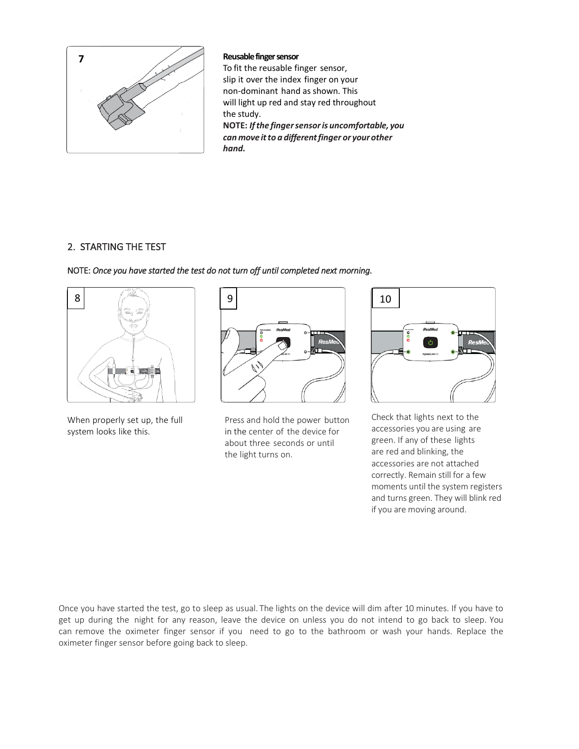**7**

**Reusable finger sensor**

To fit the reusable finger sensor, slip it over the index finger on your non-dominant hand as shown. This will light up red and stay red throughout the study.

**NOTE:** ***If the finger sensor is uncomfortable, you can move it to a different finger or your other hand.***

## 2. STARTING THE TEST

NOTE: *Once you have started the test do not turn off until completed next morning.*

**8**

When properly set up, the full system looks like this.

**9**

Press and hold the power button in the center of the device for about three seconds or until the light turns on.

**10**

Check that lights next to the accessories you are using are green. If any of these lights are red and blinking, the accessories are not attached correctly. Remain still for a few moments until the system registers and turns green. They will blink red if you are moving around.

Once you have started the test, go to sleep as usual. The lights on the device will dim after 10 minutes. If you have to get up during the night for any reason, leave the device on unless you do not intend to go back to sleep. You can remove the oximeter finger sensor if you need to go to the bathroom or wash your hands. Replace the oximeter finger sensor before going back to sleep.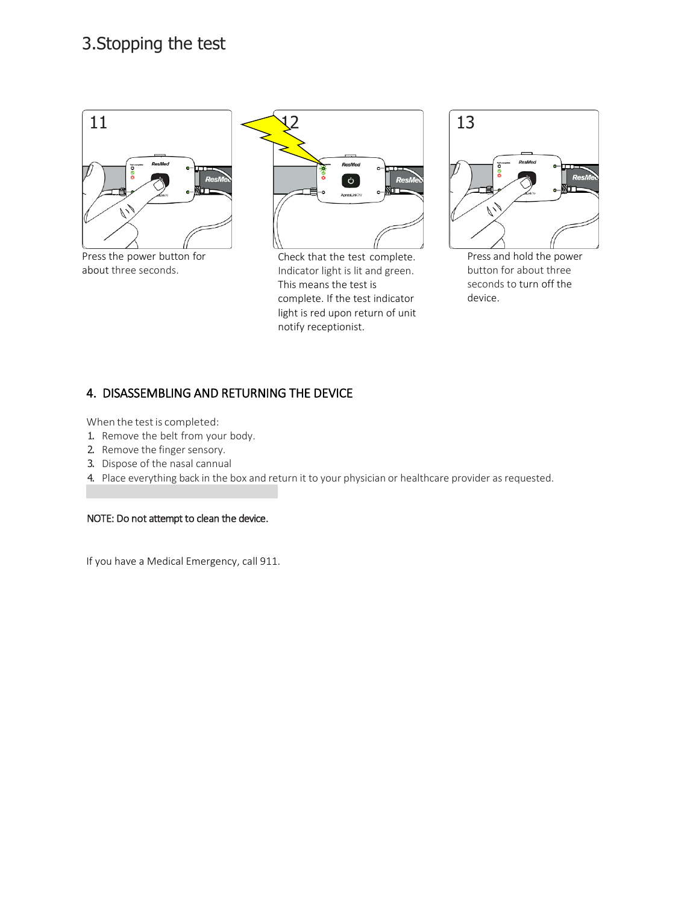# 3.Stopping the test

11

Press the power button for about three seconds.

12

Check that the test complete. Indicator light is lit and green. This means the test is complete. If the test indicator light is red upon return of unit notify receptionist.

13

Press and hold the power button for about three seconds to turn off the device.

## 4. DISASSEMBLING AND RETURNING THE DEVICE

When the test is completed:

1. Remove the belt from your body.
2. Remove the finger sensory.
3. Dispose of the nasal cannual
4. Place everything back in the box and return it to your physician or healthcare provider as requested.

NOTE: Do not attempt to clean the device.

If you have a Medical Emergency, call 911.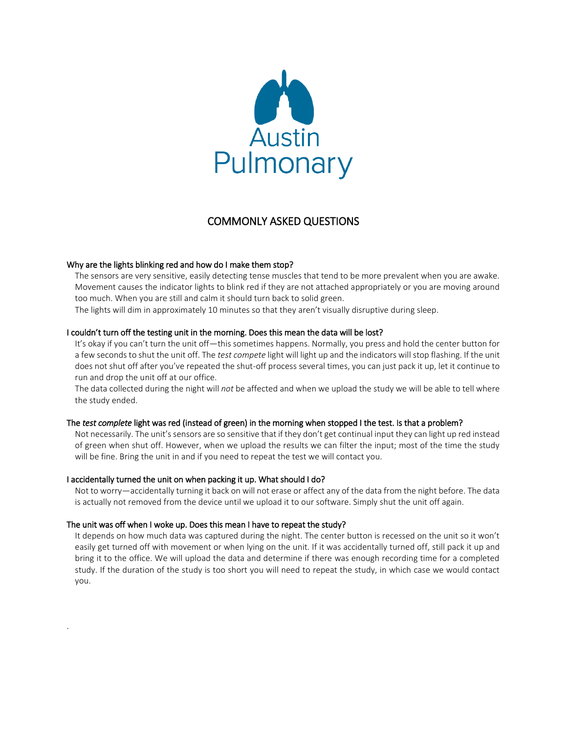Austin
Pulmonary

# COMMONLY ASKED QUESTIONS

### Why are the lights blinking red and how do I make them stop?

The sensors are very sensitive, easily detecting tense muscles that tend to be more prevalent when you are awake. Movement causes the indicator lights to blink red if they are not attached appropriately or you are moving around too much. When you are still and calm it should turn back to solid green.

The lights will dim in approximately 10 minutes so that they aren't visually disruptive during sleep.

### I couldn't turn off the testing unit in the morning. Does this mean the data will be lost?

It's okay if you can't turn the unit off—this sometimes happens. Normally, you press and hold the center button for a few seconds to shut the unit off. The *test compete* light will light up and the indicators will stop flashing. If the unit does not shut off after you've repeated the shut-off process several times, you can just pack it up, let it continue to run and drop the unit off at our office.

The data collected during the night will *not* be affected and when we upload the study we will be able to tell where the study ended.

### The *test complete* light was red (instead of green) in the morning when stopped I the test. Is that a problem?

Not necessarily. The unit's sensors are so sensitive that if they don't get continual input they can light up red instead of green when shut off. However, when we upload the results we can filter the input; most of the time the study will be fine. Bring the unit in and if you need to repeat the test we will contact you.

### I accidentally turned the unit on when packing it up. What should I do?

Not to worry—accidentally turning it back on will not erase or affect any of the data from the night before. The data is actually not removed from the device until we upload it to our software. Simply shut the unit off again.

### The unit was off when I woke up. Does this mean I have to repeat the study?

It depends on how much data was captured during the night. The center button is recessed on the unit so it won't easily get turned off with movement or when lying on the unit. If it was accidentally turned off, still pack it up and bring it to the office. We will upload the data and determine if there was enough recording time for a completed study. If the duration of the study is too short you will need to repeat the study, in which case we would contact you.